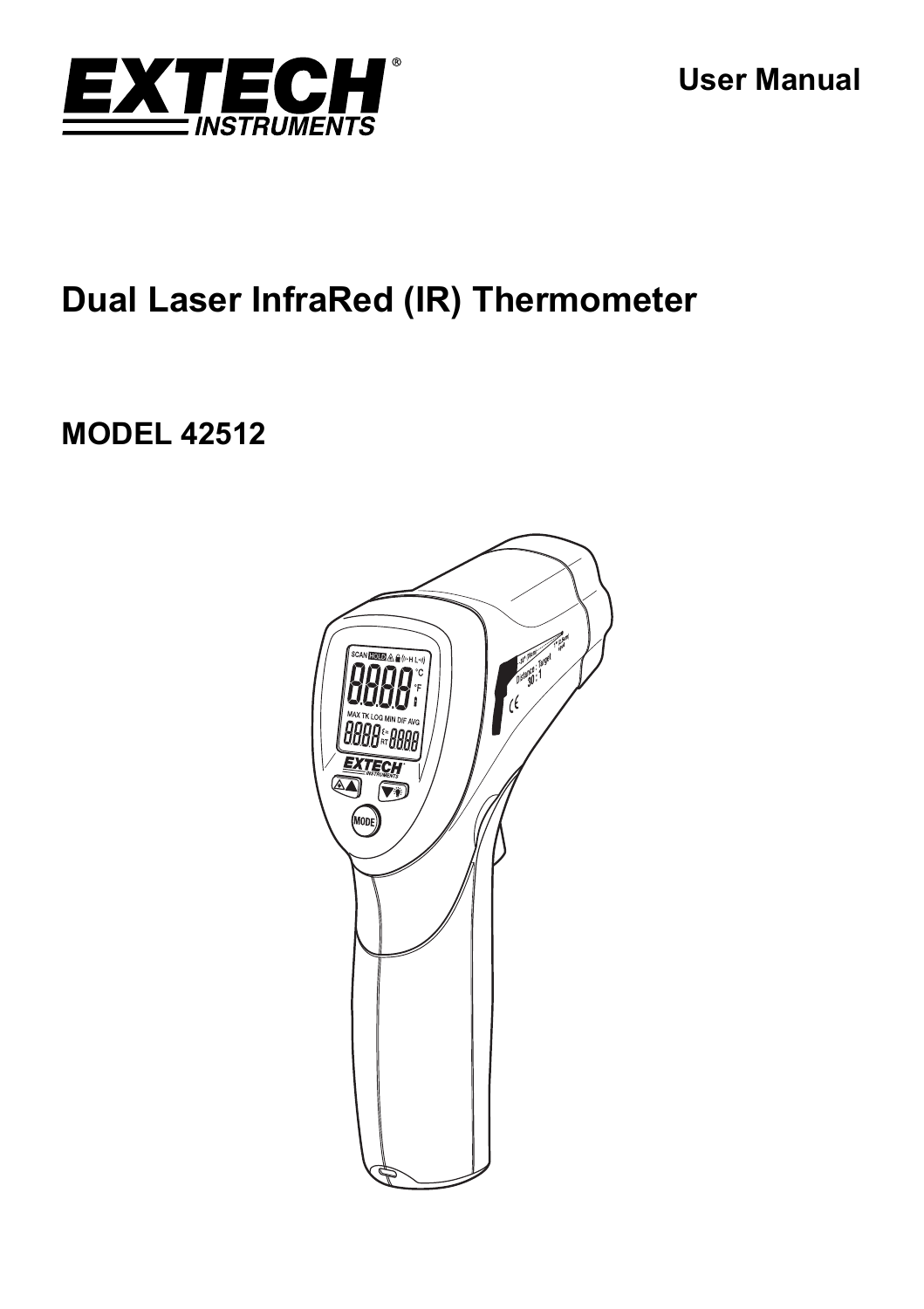EXTECH INSTRUMENTS

User Manual

# Dual Laser InfraRed (IR) Thermometer

## MODEL 42512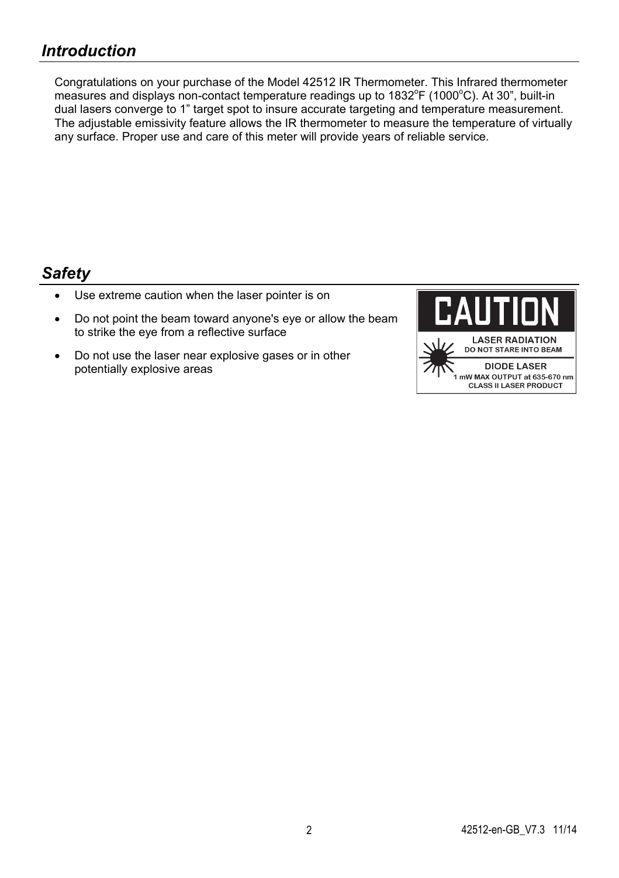## *Introduction*

Congratulations on your purchase of the Model 42512 IR Thermometer. This Infrared thermometer measures and displays non-contact temperature readings up to 1832°F (1000°C). At 30", built-in dual lasers converge to 1" target spot to insure accurate targeting and temperature measurement. The adjustable emissivity feature allows the IR thermometer to measure the temperature of virtually any surface. Proper use and care of this meter will provide years of reliable service.

## *Safety*

- Use extreme caution when the laser pointer is on
- Do not point the beam toward anyone's eye or allow the beam to strike the eye from a reflective surface
- Do not use the laser near explosive gases or in other potentially explosive areas

**CAUTION**

**LASER RADIATION**
**DO NOT STARE INTO BEAM**

**DIODE LASER**
**1 mW MAX OUTPUT at 635-670 nm**
**CLASS II LASER PRODUCT**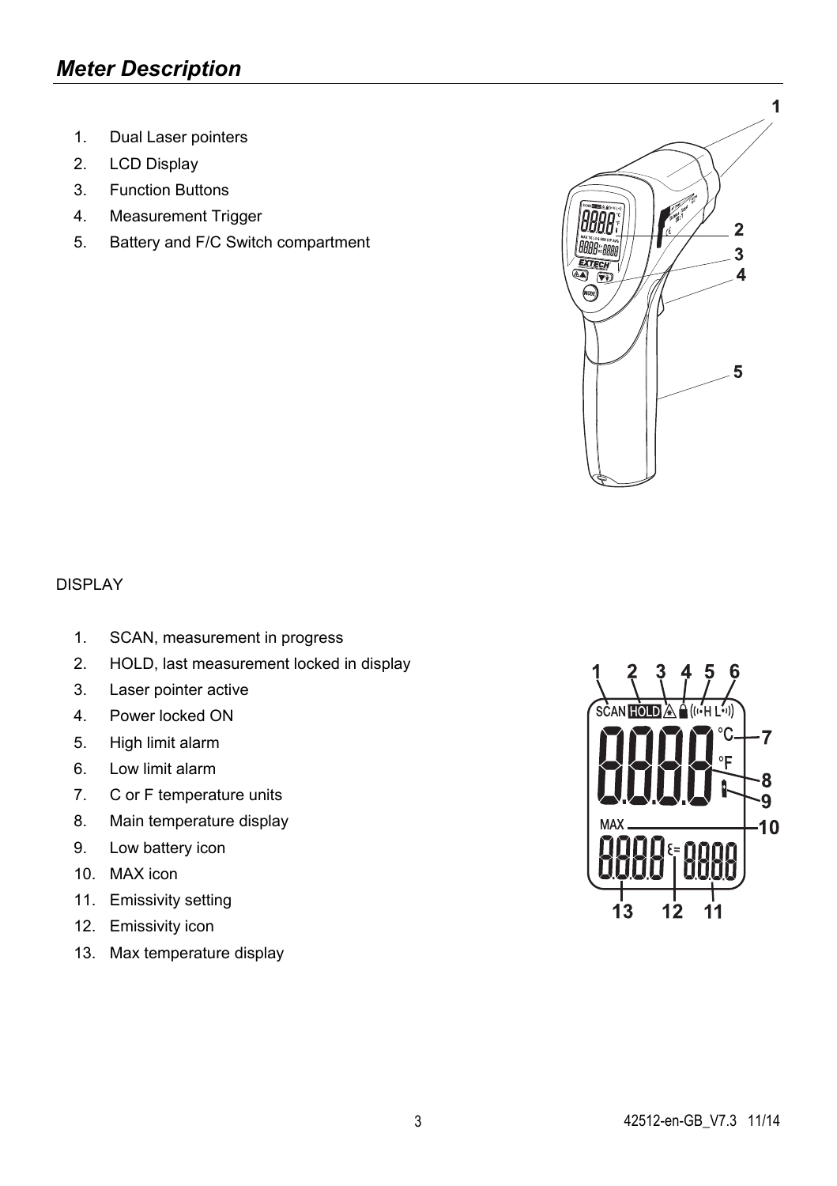## *Meter Description*

1. Dual Laser pointers
2. LCD Display
3. Function Buttons
4. Measurement Trigger
5. Battery and F/C Switch compartment

DISPLAY

1. SCAN, measurement in progress
2. HOLD, last measurement locked in display
3. Laser pointer active
4. Power locked ON
5. High limit alarm
6. Low limit alarm
7. C or F temperature units
8. Main temperature display
9. Low battery icon
10. MAX icon
11. Emissivity setting
12. Emissivity icon
13. Max temperature display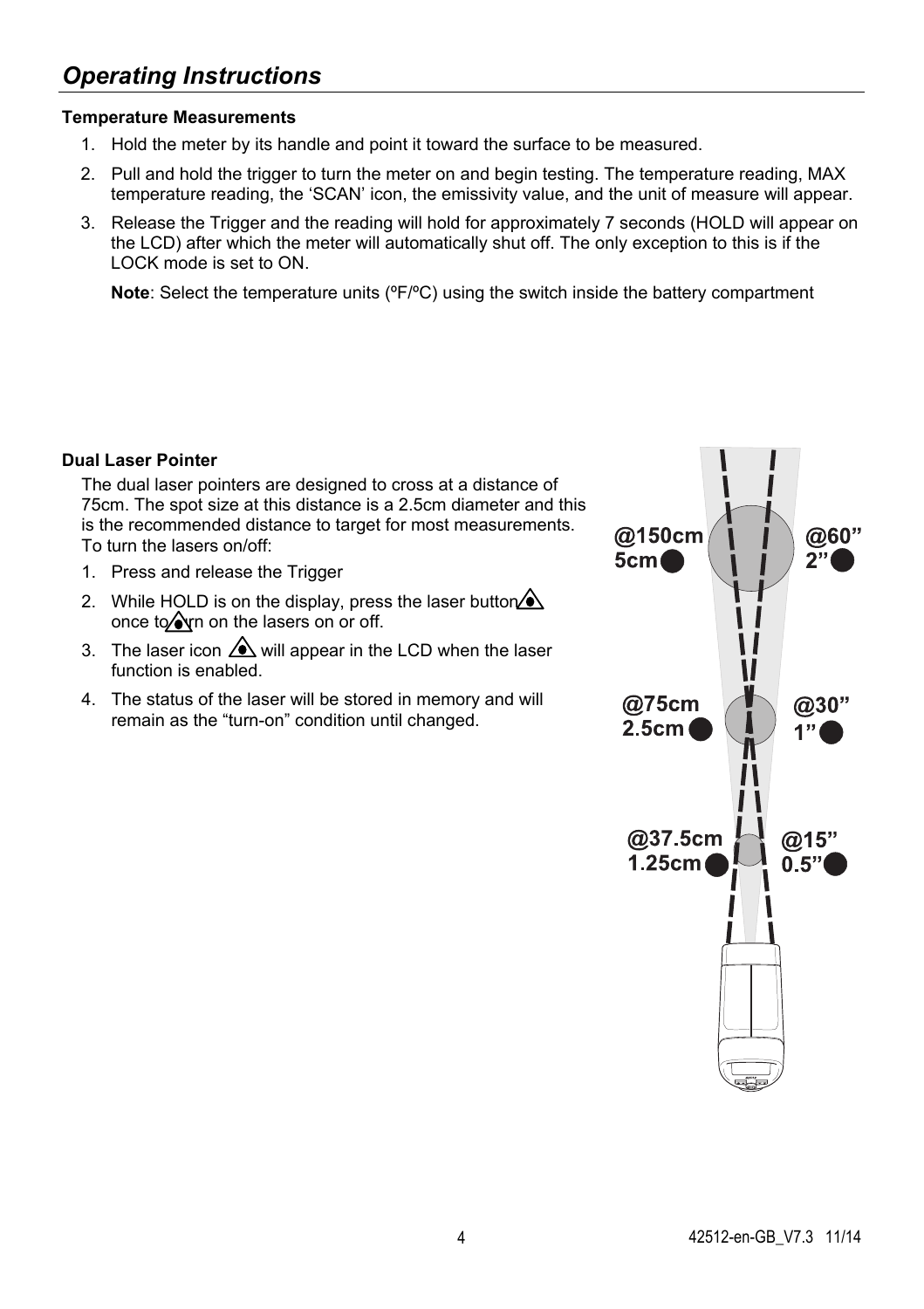## *Operating Instructions*

**Temperature Measurements**

1. Hold the meter by its handle and point it toward the surface to be measured.
2. Pull and hold the trigger to turn the meter on and begin testing. The temperature reading, MAX temperature reading, the 'SCAN' icon, the emissivity value, and the unit of measure will appear.
3. Release the Trigger and the reading will hold for approximately 7 seconds (HOLD will appear on the LCD) after which the meter will automatically shut off. The only exception to this is if the LOCK mode is set to ON.

   **Note**: Select the temperature units (ºF/ºC) using the switch inside the battery compartment

**Dual Laser Pointer**

The dual laser pointers are designed to cross at a distance of 75cm. The spot size at this distance is a 2.5cm diameter and this is the recommended distance to target for most measurements. To turn the lasers on/off:

1. Press and release the Trigger
2. While HOLD is on the display, press the laser button once to turn on the lasers on or off.
3. The laser icon will appear in the LCD when the laser function is enabled.
4. The status of the laser will be stored in memory and will remain as the "turn-on" condition until changed.

@150cm 5cm | @60" 2"

@75cm 2.5cm | @30" 1"

@37.5cm 1.25cm | @15" 0.5"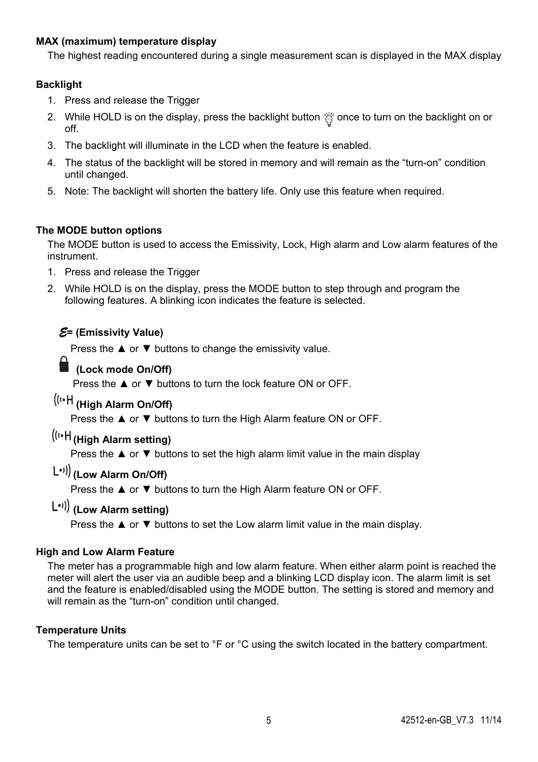**MAX (maximum) temperature display**

The highest reading encountered during a single measurement scan is displayed in the MAX display

**Backlight**

1. Press and release the Trigger
2. While HOLD is on the display, press the backlight button once to turn on the backlight on or off.
3. The backlight will illuminate in the LCD when the feature is enabled.
4. The status of the backlight will be stored in memory and will remain as the "turn-on" condition until changed.
5. Note: The backlight will shorten the battery life. Only use this feature when required.

**The MODE button options**

The MODE button is used to access the Emissivity, Lock, High alarm and Low alarm features of the instrument.

1. Press and release the Trigger
2. While HOLD is on the display, press the MODE button to step through and program the following features. A blinking icon indicates the feature is selected.

**ε= (Emissivity Value)**

Press the ▲ or ▼ buttons to change the emissivity value.

**(Lock mode On/Off)**

Press the ▲ or ▼ buttons to turn the lock feature ON or OFF.

**((•H (High Alarm On/Off)**

Press the ▲ or ▼ buttons to turn the High Alarm feature ON or OFF.

**((•H (High Alarm setting)**

Press the ▲ or ▼ buttons to set the high alarm limit value in the main display

**L•)) (Low Alarm On/Off)**

Press the ▲ or ▼ buttons to turn the High Alarm feature ON or OFF.

**L•)) (Low Alarm setting)**

Press the ▲ or ▼ buttons to set the Low alarm limit value in the main display.

**High and Low Alarm Feature**

The meter has a programmable high and low alarm feature. When either alarm point is reached the meter will alert the user via an audible beep and a blinking LCD display icon. The alarm limit is set and the feature is enabled/disabled using the MODE button. The setting is stored and memory and will remain as the "turn-on" condition until changed.

**Temperature Units**

The temperature units can be set to °F or °C using the switch located in the battery compartment.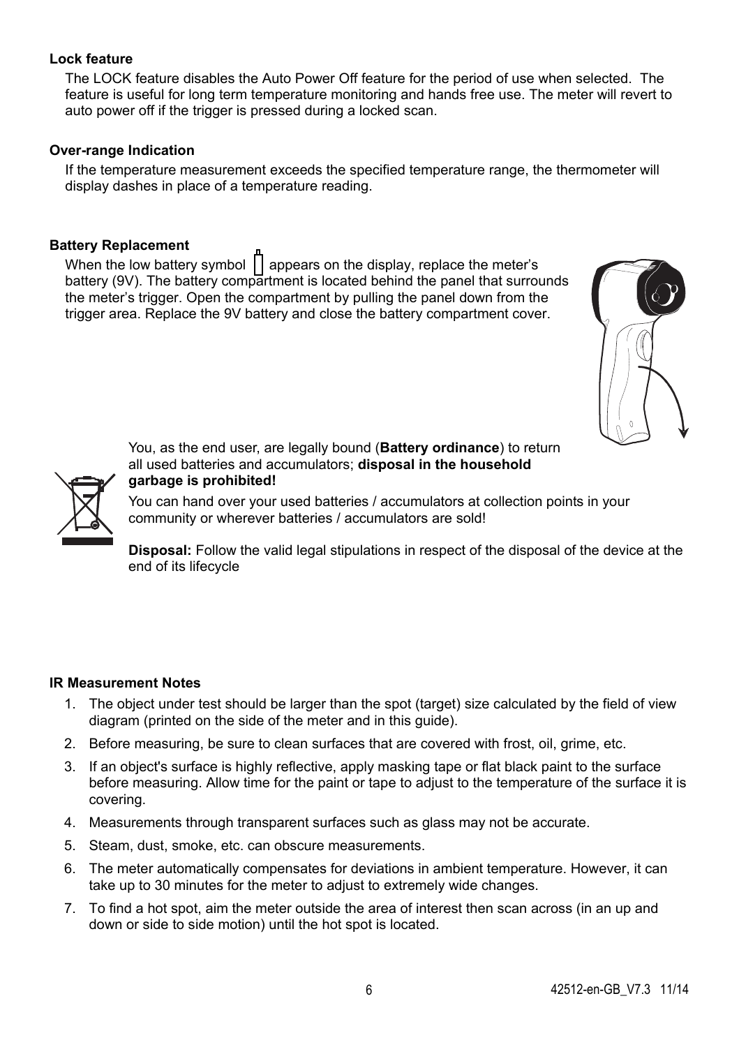### Lock feature

The LOCK feature disables the Auto Power Off feature for the period of use when selected. The feature is useful for long term temperature monitoring and hands free use. The meter will revert to auto power off if the trigger is pressed during a locked scan.

### Over-range Indication

If the temperature measurement exceeds the specified temperature range, the thermometer will display dashes in place of a temperature reading.

### Battery Replacement

When the low battery symbol appears on the display, replace the meter's battery (9V). The battery compartment is located behind the panel that surrounds the meter's trigger. Open the compartment by pulling the panel down from the trigger area. Replace the 9V battery and close the battery compartment cover.

You, as the end user, are legally bound (**Battery ordinance**) to return all used batteries and accumulators; **disposal in the household garbage is prohibited!**

You can hand over your used batteries / accumulators at collection points in your community or wherever batteries / accumulators are sold!

**Disposal:** Follow the valid legal stipulations in respect of the disposal of the device at the end of its lifecycle

### IR Measurement Notes

1. The object under test should be larger than the spot (target) size calculated by the field of view diagram (printed on the side of the meter and in this guide).
2. Before measuring, be sure to clean surfaces that are covered with frost, oil, grime, etc.
3. If an object's surface is highly reflective, apply masking tape or flat black paint to the surface before measuring. Allow time for the paint or tape to adjust to the temperature of the surface it is covering.
4. Measurements through transparent surfaces such as glass may not be accurate.
5. Steam, dust, smoke, etc. can obscure measurements.
6. The meter automatically compensates for deviations in ambient temperature. However, it can take up to 30 minutes for the meter to adjust to extremely wide changes.
7. To find a hot spot, aim the meter outside the area of interest then scan across (in an up and down or side to side motion) until the hot spot is located.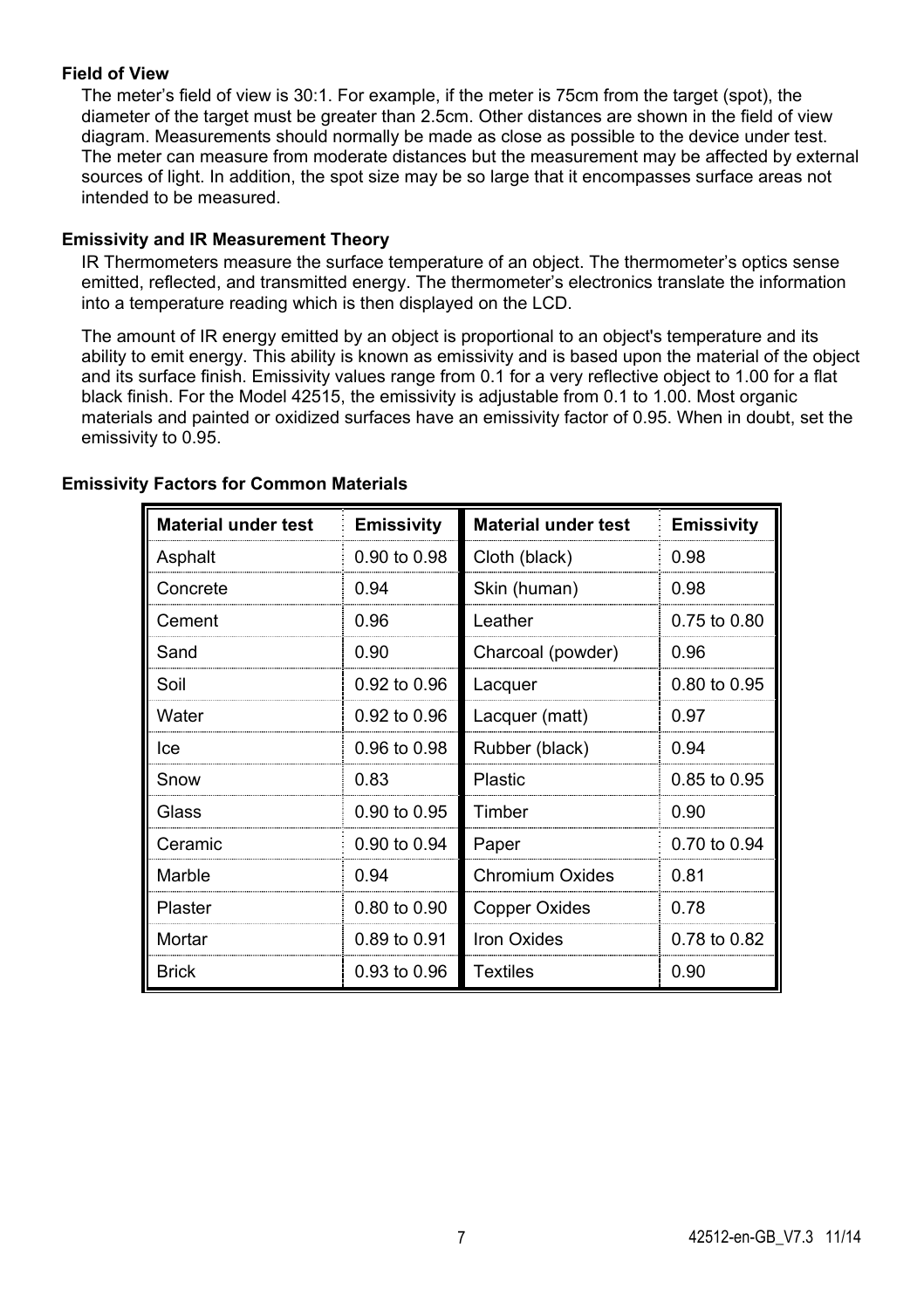### Field of View

The meter's field of view is 30:1. For example, if the meter is 75cm from the target (spot), the diameter of the target must be greater than 2.5cm. Other distances are shown in the field of view diagram. Measurements should normally be made as close as possible to the device under test. The meter can measure from moderate distances but the measurement may be affected by external sources of light. In addition, the spot size may be so large that it encompasses surface areas not intended to be measured.

### Emissivity and IR Measurement Theory

IR Thermometers measure the surface temperature of an object. The thermometer's optics sense emitted, reflected, and transmitted energy. The thermometer's electronics translate the information into a temperature reading which is then displayed on the LCD.

The amount of IR energy emitted by an object is proportional to an object's temperature and its ability to emit energy. This ability is known as emissivity and is based upon the material of the object and its surface finish. Emissivity values range from 0.1 for a very reflective object to 1.00 for a flat black finish. For the Model 42515, the emissivity is adjustable from 0.1 to 1.00. Most organic materials and painted or oxidized surfaces have an emissivity factor of 0.95. When in doubt, set the emissivity to 0.95.

### Emissivity Factors for Common Materials

| Material under test | Emissivity | Material under test | Emissivity |
|---|---|---|---|
| Asphalt | 0.90 to 0.98 | Cloth (black) | 0.98 |
| Concrete | 0.94 | Skin (human) | 0.98 |
| Cement | 0.96 | Leather | 0.75 to 0.80 |
| Sand | 0.90 | Charcoal (powder) | 0.96 |
| Soil | 0.92 to 0.96 | Lacquer | 0.80 to 0.95 |
| Water | 0.92 to 0.96 | Lacquer (matt) | 0.97 |
| Ice | 0.96 to 0.98 | Rubber (black) | 0.94 |
| Snow | 0.83 | Plastic | 0.85 to 0.95 |
| Glass | 0.90 to 0.95 | Timber | 0.90 |
| Ceramic | 0.90 to 0.94 | Paper | 0.70 to 0.94 |
| Marble | 0.94 | Chromium Oxides | 0.81 |
| Plaster | 0.80 to 0.90 | Copper Oxides | 0.78 |
| Mortar | 0.89 to 0.91 | Iron Oxides | 0.78 to 0.82 |
| Brick | 0.93 to 0.96 | Textiles | 0.90 |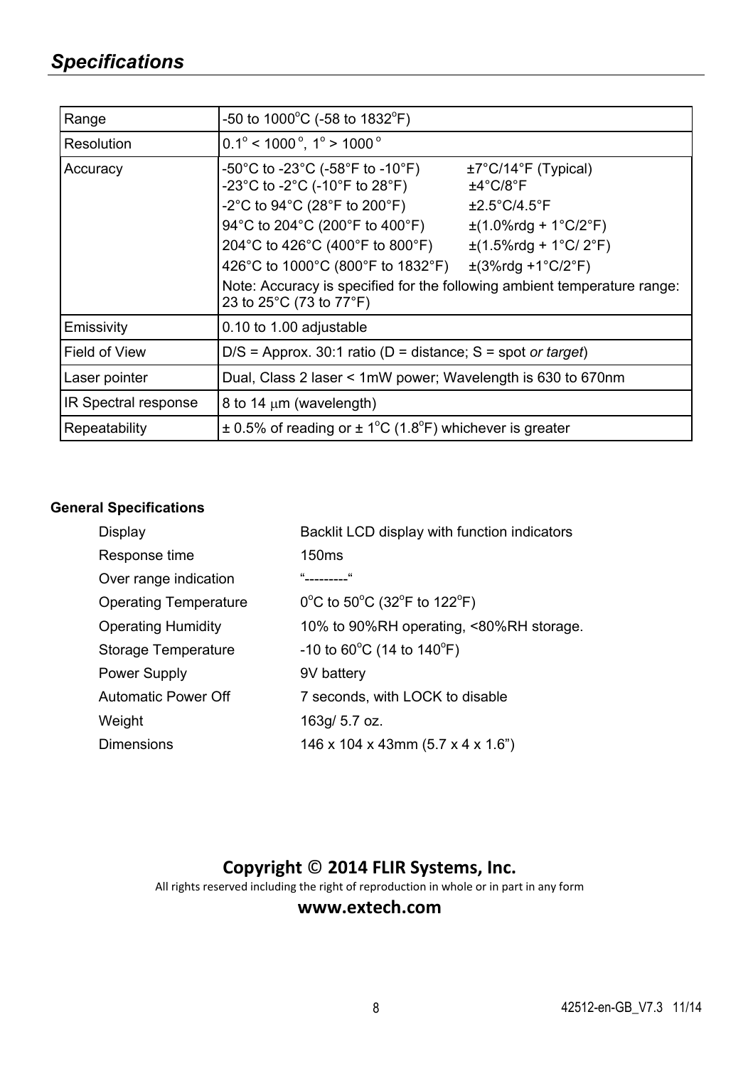# *Specifications*

| | |
|---|---|
| Range | -50 to 1000°C (-58 to 1832°F) |
| Resolution | 0.1° < 1000°, 1° > 1000° |
| Accuracy | -50°C to -23°C (-58°F to -10°F) ±7°C/14°F (Typical)<br>-23°C to -2°C (-10°F to 28°F) ±4°C/8°F<br>-2°C to 94°C (28°F to 200°F) ±2.5°C/4.5°F<br>94°C to 204°C (200°F to 400°F) ±(1.0%rdg + 1°C/2°F)<br>204°C to 426°C (400°F to 800°F) ±(1.5%rdg + 1°C/ 2°F)<br>426°C to 1000°C (800°F to 1832°F) ±(3%rdg +1°C/2°F)<br>Note: Accuracy is specified for the following ambient temperature range: 23 to 25°C (73 to 77°F) |
| Emissivity | 0.10 to 1.00 adjustable |
| Field of View | D/S = Approx. 30:1 ratio (D = distance; S = spot *or target*) |
| Laser pointer | Dual, Class 2 laser < 1mW power; Wavelength is 630 to 670nm |
| IR Spectral response | 8 to 14 μm (wavelength) |
| Repeatability | ± 0.5% of reading or ± 1°C (1.8°F) whichever is greater |

**General Specifications**

| | |
|---|---|
| Display | Backlit LCD display with function indicators |
| Response time | 150ms |
| Over range indication | "---------" |
| Operating Temperature | 0°C to 50°C (32°F to 122°F) |
| Operating Humidity | 10% to 90%RH operating, <80%RH storage. |
| Storage Temperature | -10 to 60°C (14 to 140°F) |
| Power Supply | 9V battery |
| Automatic Power Off | 7 seconds, with LOCK to disable |
| Weight | 163g/ 5.7 oz. |
| Dimensions | 146 x 104 x 43mm (5.7 x 4 x 1.6") |

**Copyright © 2014 FLIR Systems, Inc.**

All rights reserved including the right of reproduction in whole or in part in any form

**www.extech.com**

42512-en-GB_V7.3 11/14